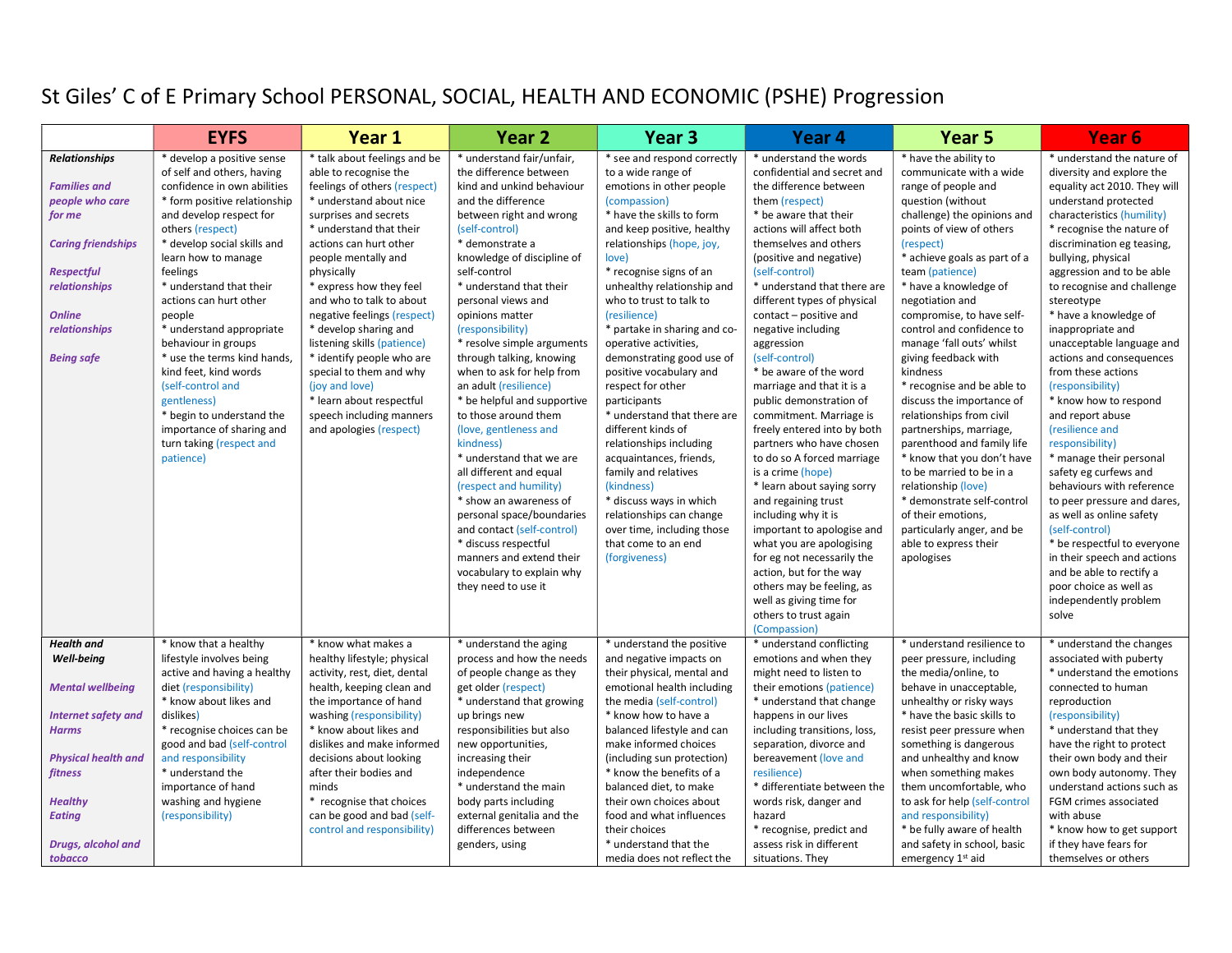# St Giles' C of E Primary School PERSONAL, SOCIAL, HEALTH AND ECONOMIC (PSHE) Progression

| | EYFS | Year 1 | Year 2 | Year 3 | Year 4 | Year 5 | Year 6 |
|---|---|---|---|---|---|---|---|
| ***Relationships*** <br><br> ***Families and people who care for me*** <br><br> ***Caring friendships*** <br><br> ***Respectful relationships*** <br><br> ***Online relationships*** <br><br> ***Being safe*** | * develop a positive sense of self and others, having confidence in own abilities <br> * form positive relationship and develop respect for others (respect) <br> * develop social skills and learn how to manage feelings <br> * understand that their actions can hurt other people <br> * understand appropriate behaviour in groups <br> * use the terms kind hands, kind feet, kind words (self-control and gentleness) <br> * begin to understand the importance of sharing and turn taking (respect and patience) | * talk about feelings and be able to recognise the feelings of others (respect) <br> * understand about nice surprises and secrets <br> * understand that their actions can hurt other people mentally and physically <br> * express how they feel and who to talk to about negative feelings (respect) <br> * develop sharing and listening skills (patience) <br> * identify people who are special to them and why (joy and love) <br> * learn about respectful speech including manners and apologies (respect) | * understand fair/unfair, the difference between kind and unkind behaviour and the difference between right and wrong (self-control) <br> * demonstrate a knowledge of discipline of self-control <br> * understand that their personal views and opinions matter (responsibility) <br> * resolve simple arguments through talking, knowing when to ask for help from an adult (resilience) <br> * be helpful and supportive to those around them (love, gentleness and kindness) <br> * understand that we are all different and equal (respect and humility) <br> * show an awareness of personal space/boundaries and contact (self-control) <br> * discuss respectful manners and extend their vocabulary to explain why they need to use it | * see and respond correctly to a wide range of emotions in other people (compassion) <br> * have the skills to form and keep positive, healthy relationships (hope, joy, love) <br> * recognise signs of an unhealthy relationship and who to trust to talk to (resilience) <br> * partake in sharing and co-operative activities, demonstrating good use of positive vocabulary and respect for other participants <br> * understand that there are different kinds of relationships including acquaintances, friends, family and relatives (kindness) <br> * discuss ways in which relationships can change over time, including those that come to an end (forgiveness) | * understand the words confidential and secret and the difference between them (respect) <br> * be aware that their actions will affect both themselves and others (positive and negative) (self-control) <br> * understand that there are different types of physical contact – positive and negative including aggression (self-control) <br> * be aware of the word marriage and that it is a public demonstration of commitment. Marriage is freely entered into by both partners who have chosen to do so A forced marriage is a crime (hope) <br> * learn about saying sorry and regaining trust including why it is important to apologise and what you are apologising for eg not necessarily the action, but for the way others may be feeling, as well as giving time for others to trust again (Compassion) | * have the ability to communicate with a wide range of people and question (without challenge) the opinions and points of view of others (respect) <br> * achieve goals as part of a team (patience) <br> * have a knowledge of negotiation and compromise, to have self-control and confidence to manage 'fall outs' whilst giving feedback with kindness <br> * recognise and be able to discuss the importance of relationships from civil partnerships, marriage, parenthood and family life <br> * know that you don't have to be married to be in a relationship (love) <br> * demonstrate self-control of their emotions, particularly anger, and be able to express their apologises | * understand the nature of diversity and explore the equality act 2010. They will understand protected characteristics (humility) <br> * recognise the nature of discrimination eg teasing, bullying, physical aggression and to be able to recognise and challenge stereotype <br> * have a knowledge of inappropriate and unacceptable language and actions and consequences from these actions (responsibility) <br> * know how to respond and report abuse (resilience and responsibility) <br> * manage their personal safety eg curfews and behaviours with reference to peer pressure and dares, as well as online safety (self-control) <br> * be respectful to everyone in their speech and actions and be able to rectify a poor choice as well as independently problem solve |
| ***Health and Well-being*** <br><br> ***Mental wellbeing*** <br><br> ***Internet safety and Harms*** <br><br> ***Physical health and fitness*** <br><br> ***Healthy Eating*** <br><br> ***Drugs, alcohol and tobacco*** | * know that a healthy lifestyle involves being active and having a healthy diet (responsibility) <br> * know about likes and dislikes) <br> * recognise choices can be good and bad (self-control and responsibility <br> * understand the importance of hand washing and hygiene (responsibility) | * know what makes a healthy lifestyle; physical activity, rest, diet, dental health, keeping clean and the importance of hand washing (responsibility) <br> * know about likes and dislikes and make informed decisions about looking after their bodies and minds <br> * recognise that choices can be good and bad (self-control and responsibility) | * understand the aging process and how the needs of people change as they get older (respect) <br> * understand that growing up brings new responsibilities but also new opportunities, increasing their independence <br> * understand the main body parts including external genitalia and the differences between genders, using | * understand the positive and negative impacts on their physical, mental and emotional health including the media (self-control) <br> * know how to have a balanced lifestyle and can make informed choices (including sun protection) <br> * know the benefits of a balanced diet, to make their own choices about food and what influences their choices <br> * understand that the media does not reflect the | * understand conflicting emotions and when they might need to listen to their emotions (patience) <br> * understand that change happens in our lives including transitions, loss, separation, divorce and bereavement (love and resilience) <br> * differentiate between the words risk, danger and hazard <br> * recognise, predict and assess risk in different situations. They | * understand resilience to peer pressure, including the media/online, to behave in unacceptable, unhealthy or risky ways <br> * have the basic skills to resist peer pressure when something is dangerous and unhealthy and know when something makes them uncomfortable, who to ask for help (self-control and responsibility) <br> * be fully aware of health and safety in school, basic emergency 1st aid | * understand the changes associated with puberty <br> * understand the emotions connected to human reproduction (responsibility) <br> * understand that they have the right to protect their own body and their own body autonomy. They understand actions such as FGM crimes associated with abuse <br> * know how to get support if they have fears for themselves or others |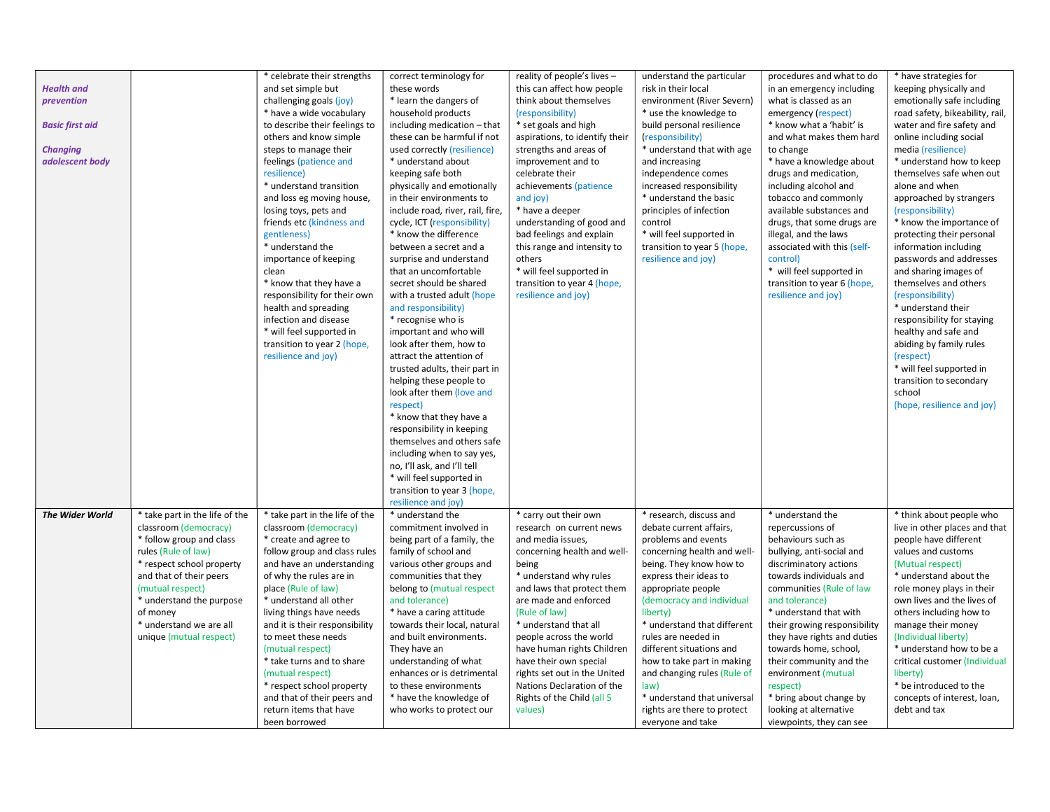| | | | | | | | |
|---|---|---|---|---|---|---|---|
| ***Health and prevention*** <br><br> ***Basic first aid*** <br><br> ***Changing adolescent body*** | | * celebrate their strengths and set simple but challenging goals (joy) <br> * have a wide vocabulary to describe their feelings to others and know simple steps to manage their feelings (patience and resilience) <br> * understand transition and loss eg moving house, losing toys, pets and friends etc (kindness and gentleness) <br> * understand the importance of keeping clean <br> * know that they have a responsibility for their own health and spreading infection and disease <br> * will feel supported in transition to year 2 (hope, resilience and joy) | correct terminology for these words <br> * learn the dangers of household products including medication – that these can be harmful if not used correctly (resilience) <br> * understand about keeping safe both physically and emotionally in their environments to include road, river, rail, fire, cycle, ICT (responsibility) <br> * know the difference between a secret and a surprise and understand that an uncomfortable secret should be shared with a trusted adult (hope and responsibility) <br> * recognise who is important and who will look after them, how to attract the attention of trusted adults, their part in helping these people to look after them (love and respect) <br> * know that they have a responsibility in keeping themselves and others safe including when to say yes, no, I'll ask, and I'll tell <br> * will feel supported in transition to year 3 (hope, resilience and joy) | reality of people's lives – this can affect how people think about themselves (responsibility) <br> * set goals and high aspirations, to identify their strengths and areas of improvement and to celebrate their achievements (patience and joy) <br> * have a deeper understanding of good and bad feelings and explain this range and intensity to others <br> * will feel supported in transition to year 4 (hope, resilience and joy) | understand the particular risk in their local environment (River Severn) <br> * use the knowledge to build personal resilience (responsibility) <br> * understand that with age and increasing independence comes increased responsibility <br> * understand the basic principles of infection control <br> * will feel supported in transition to year 5 (hope, resilience and joy) | procedures and what to do in an emergency including what is classed as an emergency (respect) <br> * know what a 'habit' is and what makes them hard to change <br> * have a knowledge about drugs and medication, including alcohol and tobacco and commonly available substances and drugs, that some drugs are illegal, and the laws associated with this (self-control) <br> * will feel supported in transition to year 6 (hope, resilience and joy) | * have strategies for keeping physically and emotionally safe including road safety, bikeability, rail, water and fire safety and online including social media (resilience) <br> * understand how to keep themselves safe when out alone and when approached by strangers (responsibility) <br> * know the importance of protecting their personal information including passwords and addresses and sharing images of themselves and others (responsibility) <br> * understand their responsibility for staying healthy and safe and abiding by family rules (respect) <br> * will feel supported in transition to secondary school (hope, resilience and joy) |
| ***The Wider World*** | * take part in the life of the classroom (democracy) <br> * follow group and class rules (Rule of law) <br> * respect school property and that of their peers (mutual respect) <br> * understand the purpose of money <br> * understand we are all unique (mutual respect) | * take part in the life of the classroom (democracy) <br> * create and agree to follow group and class rules and have an understanding of why the rules are in place (Rule of law) <br> * understand all other living things have needs and it is their responsibility to meet these needs (mutual respect) <br> * take turns and to share (mutual respect) <br> * respect school property and that of their peers and return items that have been borrowed | * understand the commitment involved in being part of a family, the family of school and various other groups and communities that they belong to (mutual respect and tolerance) <br> * have a caring attitude towards their local, natural and built environments. They have an understanding of what enhances or is detrimental to these environments <br> * have the knowledge of who works to protect our | * carry out their own research on current news and media issues, concerning health and well-being <br> * understand why rules and laws that protect them are made and enforced (Rule of law) <br> * understand that all people across the world have human rights Children have their own special rights set out in the United Nations Declaration of the Rights of the Child (all 5 values) | * research, discuss and debate current affairs, problems and events concerning health and well-being. They know how to express their ideas to appropriate people (democracy and individual liberty) <br> * understand that different rules are needed in different situations and how to take part in making and changing rules (Rule of law) <br> * understand that universal rights are there to protect everyone and take | * understand the repercussions of behaviours such as bullying, anti-social and discriminatory actions towards individuals and communities (Rule of law and tolerance) <br> * understand that with their growing responsibility they have rights and duties towards home, school, their community and the environment (mutual respect) <br> * bring about change by looking at alternative viewpoints, they can see | * think about people who live in other places and that people have different values and customs (Mutual respect) <br> * understand about the role money plays in their own lives and the lives of others including how to manage their money (Individual liberty) <br> * understand how to be a critical customer (Individual liberty) <br> * be introduced to the concepts of interest, loan, debt and tax |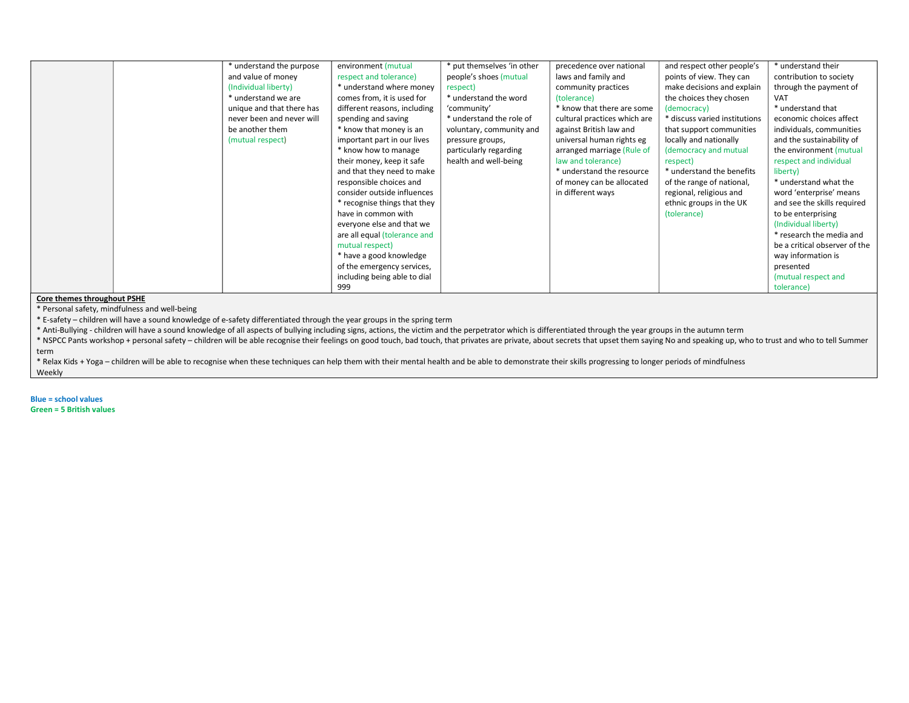| | | | | | | | |
|---|---|---|---|---|---|---|---|
| | | * understand the purpose and value of money (Individual liberty)<br>* understand we are unique and that there has never been and never will be another them (mutual respect) | environment (mutual respect and tolerance)<br>* understand where money comes from, it is used for different reasons, including spending and saving<br>* know that money is an important part in our lives<br>* know how to manage their money, keep it safe and that they need to make responsible choices and consider outside influences<br>* recognise things that they have in common with everyone else and that we are all equal (tolerance and mutual respect)<br>* have a good knowledge of the emergency services, including being able to dial 999 | * put themselves 'in other people's shoes (mutual respect)<br>* understand the word 'community'<br>* understand the role of voluntary, community and pressure groups, particularly regarding health and well-being | precedence over national laws and family and community practices (tolerance)<br>* know that there are some cultural practices which are against British law and universal human rights eg arranged marriage (Rule of law and tolerance)<br>* understand the resource of money can be allocated in different ways | and respect other people's points of view. They can make decisions and explain the choices they chosen (democracy)<br>* discuss varied institutions that support communities locally and nationally (democracy and mutual respect)<br>* understand the benefits of the range of national, regional, religious and ethnic groups in the UK (tolerance) | * understand their contribution to society through the payment of VAT<br>* understand that economic choices affect individuals, communities and the sustainability of the environment (mutual respect and individual liberty)<br>* understand what the word 'enterprise' means and see the skills required to be enterprising (Individual liberty)<br>* research the media and be a critical observer of the way information is presented (mutual respect and tolerance) |

**Core themes throughout PSHE**

* Personal safety, mindfulness and well-being
* E-safety – children will have a sound knowledge of e-safety differentiated through the year groups in the spring term
* Anti-Bullying - children will have a sound knowledge of all aspects of bullying including signs, actions, the victim and the perpetrator which is differentiated through the year groups in the autumn term
* NSPCC Pants workshop + personal safety – children will be able recognise their feelings on good touch, bad touch, that privates are private, about secrets that upset them saying No and speaking up, who to trust and who to tell Summer term
* Relax Kids + Yoga – children will be able to recognise when these techniques can help them with their mental health and be able to demonstrate their skills progressing to longer periods of mindfulness Weekly

**Blue = school values**
**Green = 5 British values**